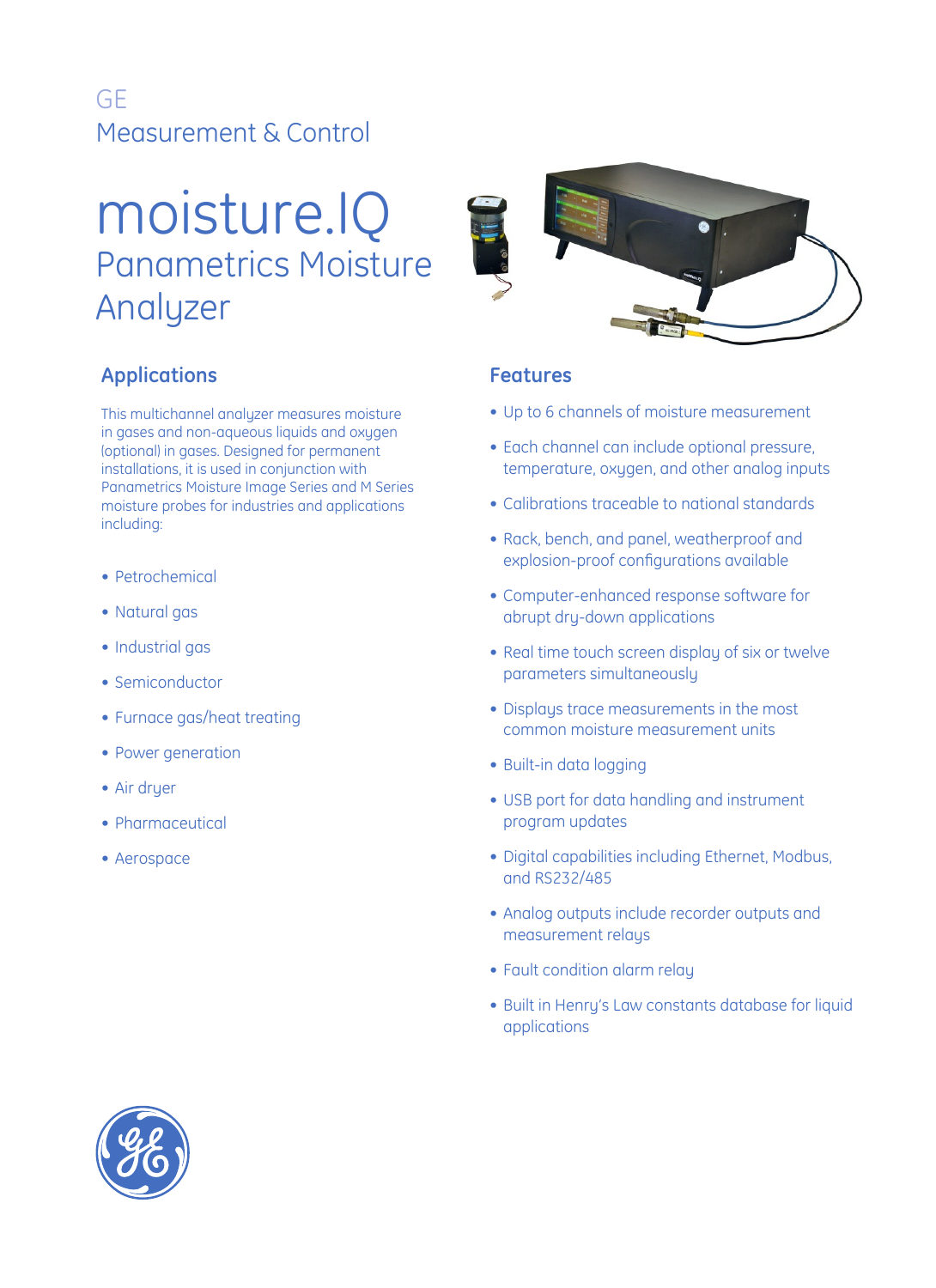GE
Measurement & Control

# moisture.IQ

## Panametrics Moisture Analyzer

## Applications

This multichannel analyzer measures moisture in gases and non-aqueous liquids and oxygen (optional) in gases. Designed for permanent installations, it is used in conjunction with Panametrics Moisture Image Series and M Series moisture probes for industries and applications including:

- Petrochemical
- Natural gas
- Industrial gas
- Semiconductor
- Furnace gas/heat treating
- Power generation
- Air dryer
- Pharmaceutical
- Aerospace

## Features

- Up to 6 channels of moisture measurement
- Each channel can include optional pressure, temperature, oxygen, and other analog inputs
- Calibrations traceable to national standards
- Rack, bench, and panel, weatherproof and explosion-proof configurations available
- Computer-enhanced response software for abrupt dry-down applications
- Real time touch screen display of six or twelve parameters simultaneously
- Displays trace measurements in the most common moisture measurement units
- Built-in data logging
- USB port for data handling and instrument program updates
- Digital capabilities including Ethernet, Modbus, and RS232/485
- Analog outputs include recorder outputs and measurement relays
- Fault condition alarm relay
- Built in Henry's Law constants database for liquid applications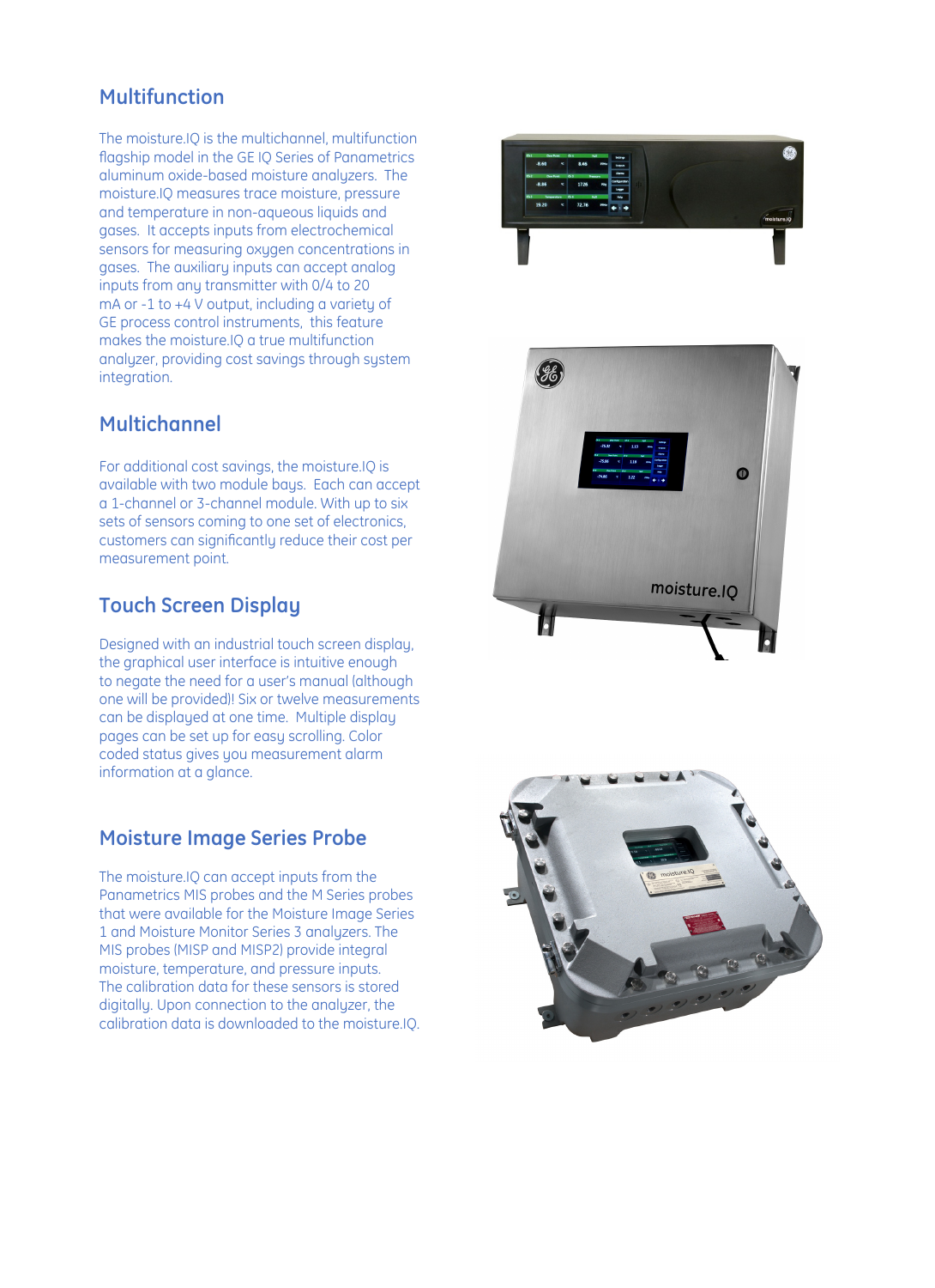## Multifunction

The moisture.IQ is the multichannel, multifunction flagship model in the GE IQ Series of Panametrics aluminum oxide-based moisture analyzers. The moisture.IQ measures trace moisture, pressure and temperature in non-aqueous liquids and gases. It accepts inputs from electrochemical sensors for measuring oxygen concentrations in gases. The auxiliary inputs can accept analog inputs from any transmitter with 0/4 to 20 mA or -1 to +4 V output, including a variety of GE process control instruments, this feature makes the moisture.IQ a true multifunction analyzer, providing cost savings through system integration.

## Multichannel

For additional cost savings, the moisture.IQ is available with two module bays. Each can accept a 1-channel or 3-channel module. With up to six sets of sensors coming to one set of electronics, customers can significantly reduce their cost per measurement point.

## Touch Screen Display

Designed with an industrial touch screen display, the graphical user interface is intuitive enough to negate the need for a user's manual (although one will be provided)! Six or twelve measurements can be displayed at one time. Multiple display pages can be set up for easy scrolling. Color coded status gives you measurement alarm information at a glance.

## Moisture Image Series Probe

The moisture.IQ can accept inputs from the Panametrics MIS probes and the M Series probes that were available for the Moisture Image Series 1 and Moisture Monitor Series 3 analyzers. The MIS probes (MISP and MISP2) provide integral moisture, temperature, and pressure inputs. The calibration data for these sensors is stored digitally. Upon connection to the analyzer, the calibration data is downloaded to the moisture.IQ.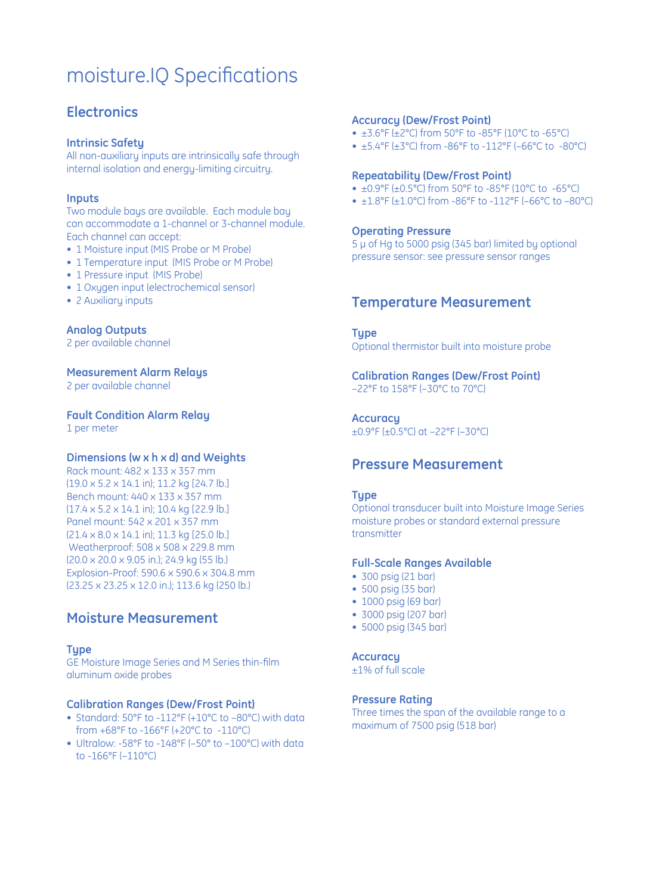# moisture.IQ Specifications

## Electronics

### Intrinsic Safety
All non-auxiliary inputs are intrinsically safe through internal isolation and energy-limiting circuitry.

### Inputs
Two module bays are available. Each module bay can accommodate a 1-channel or 3-channel module. Each channel can accept:
- 1 Moisture input (MIS Probe or M Probe)
- 1 Temperature input (MIS Probe or M Probe)
- 1 Pressure input (MIS Probe)
- 1 Oxygen input (electrochemical sensor)
- 2 Auxiliary inputs

### Analog Outputs
2 per available channel

### Measurement Alarm Relays
2 per available channel

### Fault Condition Alarm Relay
1 per meter

### Dimensions (w x h x d) and Weights
Rack mount: 482 x 133 x 357 mm
(19.0 x 5.2 x 14.1 in); 11.2 kg (24.7 lb.)
Bench mount: 440 x 133 x 357 mm
(17.4 x 5.2 x 14.1 in); 10.4 kg (22.9 lb.)
Panel mount: 542 x 201 x 357 mm
(21.4 x 8.0 x 14.1 in); 11.3 kg (25.0 lb.)
Weatherproof: 508 x 508 x 229.8 mm
(20.0 x 20.0 x 9.05 in.); 24.9 kg (55 lb.)
Explosion-Proof: 590.6 x 590.6 x 304.8 mm
(23.25 x 23.25 x 12.0 in.); 113.6 kg (250 lb.)

## Moisture Measurement

### Type
GE Moisture Image Series and M Series thin-film aluminum oxide probes

### Calibration Ranges (Dew/Frost Point)
- Standard: 50°F to -112°F (+10°C to –80°C) with data from +68°F to -166°F (+20°C to -110°C)
- Ultralow: -58°F to -148°F (–50° to –100°C) with data to -166°F (–110°C)

### Accuracy (Dew/Frost Point)
- ±3.6°F (±2°C) from 50°F to -85°F (10°C to -65°C)
- ±5.4°F (±3°C) from -86°F to -112°F (–66°C to -80°C)

### Repeatability (Dew/Frost Point)
- ±0.9°F (±0.5°C) from 50°F to -85°F (10°C to -65°C)
- ±1.8°F (±1.0°C) from -86°F to -112°F (–66°C to –80°C)

### Operating Pressure
5 μ of Hg to 5000 psig (345 bar) limited by optional pressure sensor: see pressure sensor ranges

## Temperature Measurement

### Type
Optional thermistor built into moisture probe

### Calibration Ranges (Dew/Frost Point)
–22°F to 158°F (–30°C to 70°C)

### Accuracy
±0.9°F (±0.5°C) at –22°F (–30°C)

## Pressure Measurement

### Type
Optional transducer built into Moisture Image Series moisture probes or standard external pressure transmitter

### Full-Scale Ranges Available
- 300 psig (21 bar)
- 500 psig (35 bar)
- 1000 psig (69 bar)
- 3000 psig (207 bar)
- 5000 psig (345 bar)

### Accuracy
±1% of full scale

### Pressure Rating
Three times the span of the available range to a maximum of 7500 psig (518 bar)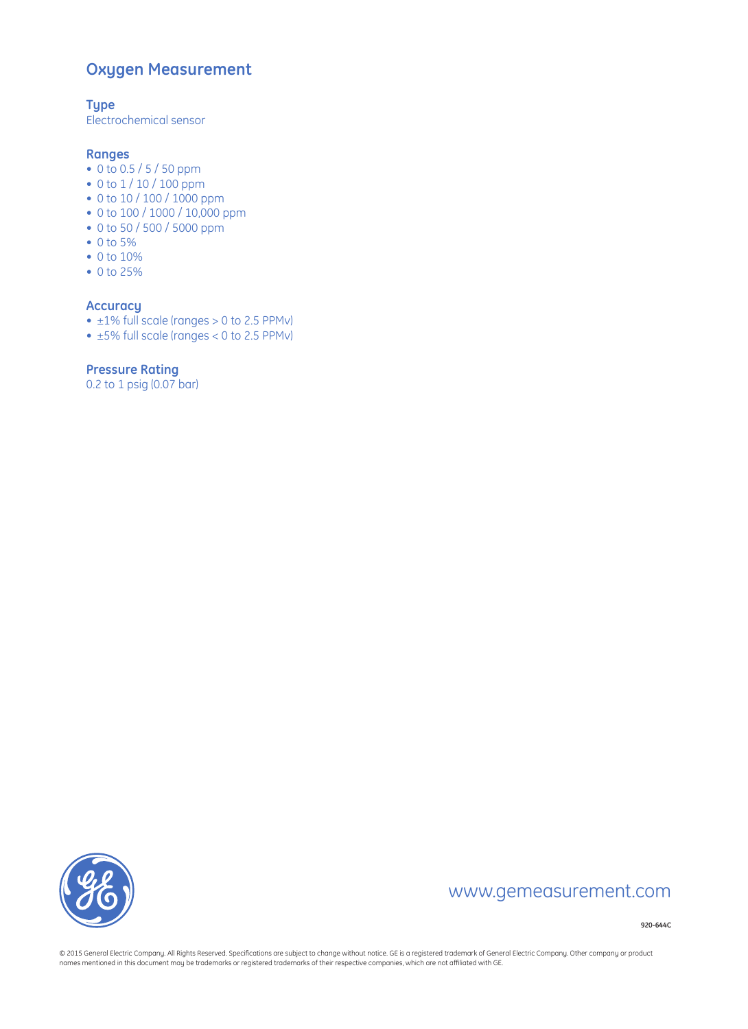## Oxygen Measurement

### Type

Electrochemical sensor

### Ranges

- 0 to 0.5 / 5 / 50 ppm
- 0 to 1 / 10 / 100 ppm
- 0 to 10 / 100 / 1000 ppm
- 0 to 100 / 1000 / 10,000 ppm
- 0 to 50 / 500 / 5000 ppm
- 0 to 5%
- 0 to 10%
- 0 to 25%

### Accuracy

- ±1% full scale (ranges > 0 to 2.5 PPMv)
- ±5% full scale (ranges < 0 to 2.5 PPMv)

### Pressure Rating

0.2 to 1 psig (0.07 bar)

www.gemeasurement.com

920-644C

© 2015 General Electric Company. All Rights Reserved. Specifications are subject to change without notice. GE is a registered trademark of General Electric Company. Other company or product names mentioned in this document may be trademarks or registered trademarks of their respective companies, which are not affiliated with GE.